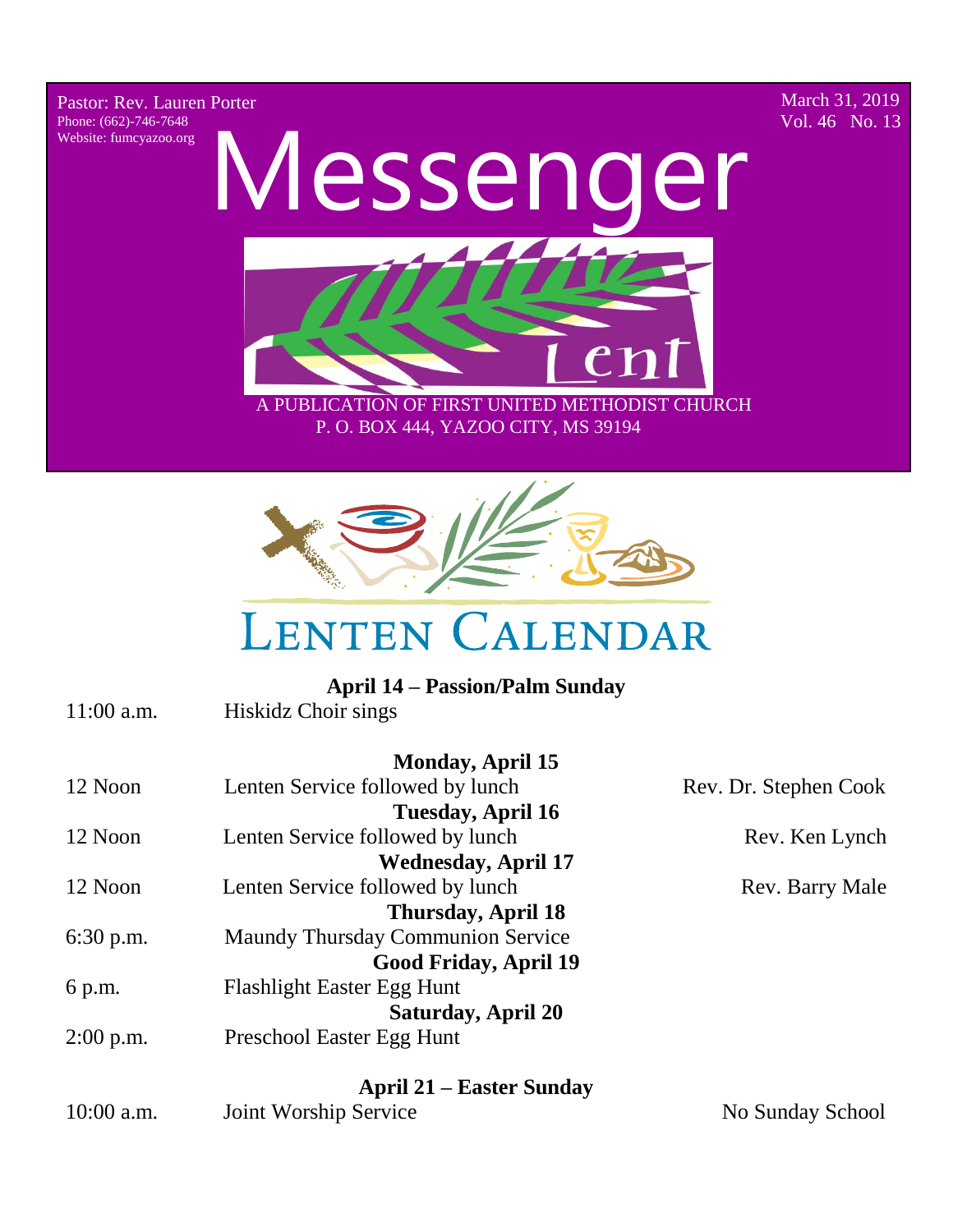Pastor: Rev. Lauren Porter
Phone: (662)-746-7648
Website: fumcyazoo.org

March 31, 2019
Vol. 46 No. 13

# Messenger

Lent

A PUBLICATION OF FIRST UNITED METHODIST CHURCH
P. O. BOX 444, YAZOO CITY, MS 39194

## LENTEN CALENDAR

**April 14 – Passion/Palm Sunday**

11:00 a.m. Hiskidz Choir sings

**Monday, April 15**

12 Noon Lenten Service followed by lunch — Rev. Dr. Stephen Cook

**Tuesday, April 16**

12 Noon Lenten Service followed by lunch — Rev. Ken Lynch

**Wednesday, April 17**

12 Noon Lenten Service followed by lunch — Rev. Barry Male

**Thursday, April 18**

6:30 p.m. Maundy Thursday Communion Service

**Good Friday, April 19**

6 p.m. Flashlight Easter Egg Hunt

**Saturday, April 20**

2:00 p.m. Preschool Easter Egg Hunt

**April 21 – Easter Sunday**

10:00 a.m. Joint Worship Service — No Sunday School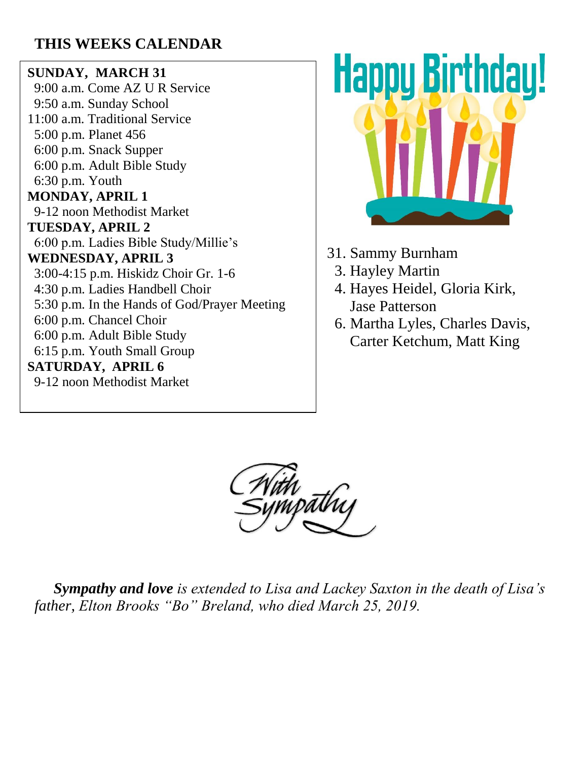## THIS WEEKS CALENDAR

**SUNDAY, MARCH 31**
9:00 a.m. Come AZ U R Service
9:50 a.m. Sunday School
11:00 a.m. Traditional Service
5:00 p.m. Planet 456
6:00 p.m. Snack Supper
6:00 p.m. Adult Bible Study
6:30 p.m. Youth

**MONDAY, APRIL 1**
9-12 noon Methodist Market

**TUESDAY, APRIL 2**
6:00 p.m. Ladies Bible Study/Millie's

**WEDNESDAY, APRIL 3**
3:00-4:15 p.m. Hiskidz Choir Gr. 1-6
4:30 p.m. Ladies Handbell Choir
5:30 p.m. In the Hands of God/Prayer Meeting
6:00 p.m. Chancel Choir
6:00 p.m. Adult Bible Study
6:15 p.m. Youth Small Group

**SATURDAY, APRIL 6**
9-12 noon Methodist Market

## Happy Birthday!

31. Sammy Burnham
3. Hayley Martin
4. Hayes Heidel, Gloria Kirk, Jase Patterson
6. Martha Lyles, Charles Davis, Carter Ketchum, Matt King

## With Sympathy

***Sympathy and love*** *is extended to Lisa and Lackey Saxton in the death of Lisa's father, Elton Brooks "Bo" Breland, who died March 25, 2019.*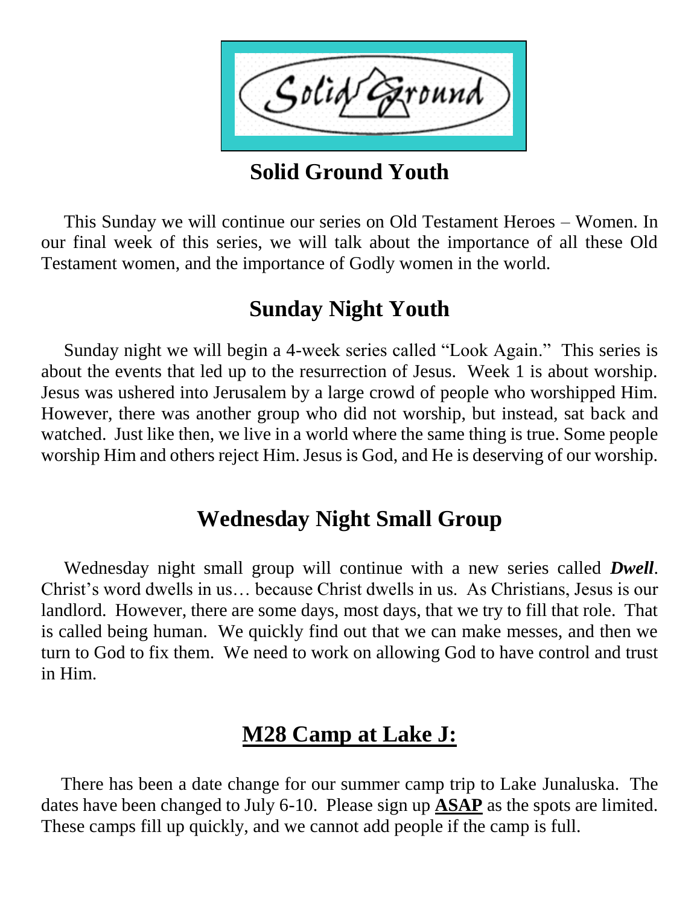# Solid Ground Youth

This Sunday we will continue our series on Old Testament Heroes – Women. In our final week of this series, we will talk about the importance of all these Old Testament women, and the importance of Godly women in the world.

## Sunday Night Youth

Sunday night we will begin a 4-week series called "Look Again." This series is about the events that led up to the resurrection of Jesus. Week 1 is about worship. Jesus was ushered into Jerusalem by a large crowd of people who worshipped Him. However, there was another group who did not worship, but instead, sat back and watched. Just like then, we live in a world where the same thing is true. Some people worship Him and others reject Him. Jesus is God, and He is deserving of our worship.

## Wednesday Night Small Group

Wednesday night small group will continue with a new series called ***Dwell***. Christ's word dwells in us… because Christ dwells in us. As Christians, Jesus is our landlord. However, there are some days, most days, that we try to fill that role. That is called being human. We quickly find out that we can make messes, and then we turn to God to fix them. We need to work on allowing God to have control and trust in Him.

## M28 Camp at Lake J:

There has been a date change for our summer camp trip to Lake Junaluska. The dates have been changed to July 6-10. Please sign up **ASAP** as the spots are limited. These camps fill up quickly, and we cannot add people if the camp is full.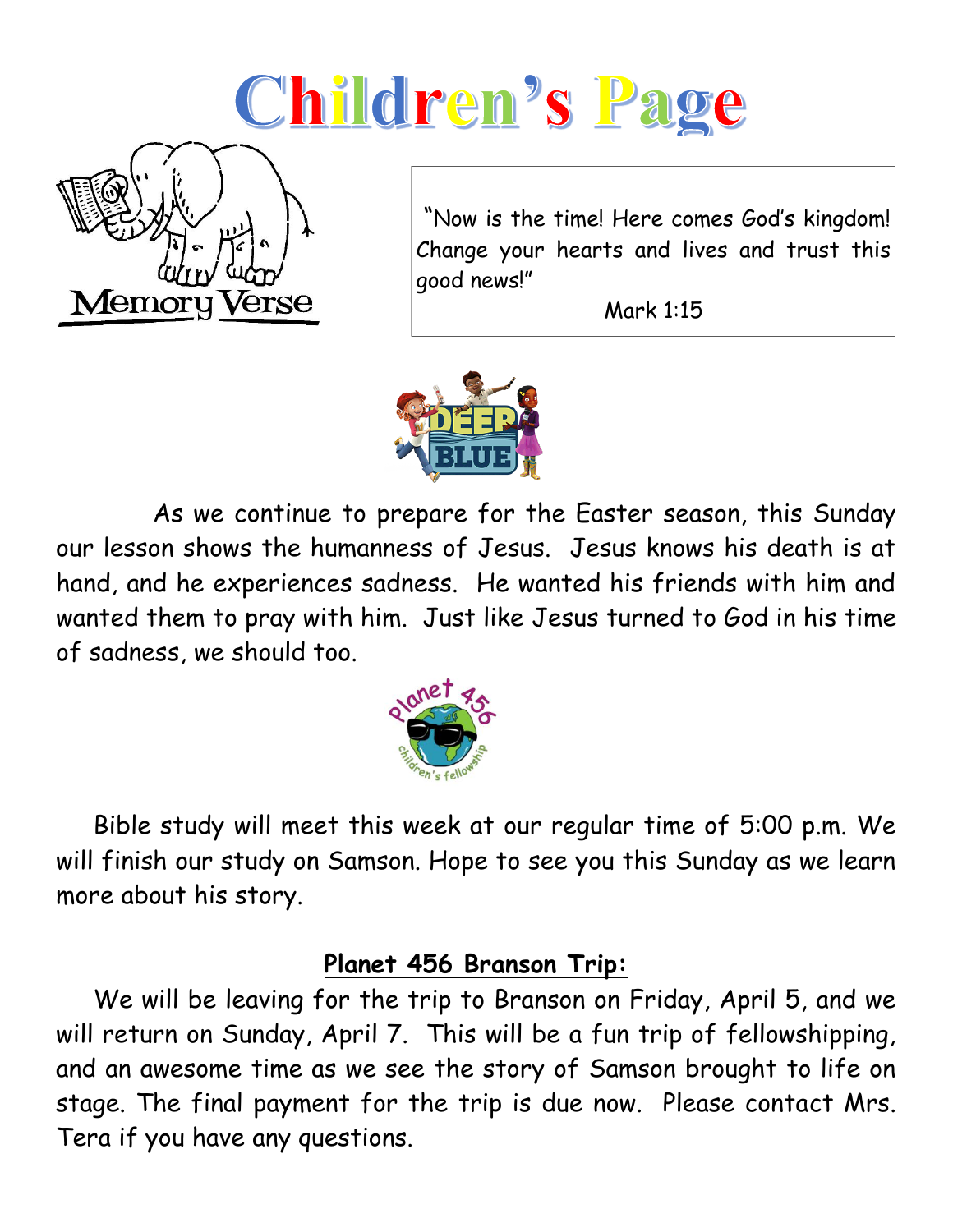# Children's Page

Memory Verse

"Now is the time! Here comes God's kingdom! Change your hearts and lives and trust this good news!"

Mark 1:15

As we continue to prepare for the Easter season, this Sunday our lesson shows the humanness of Jesus. Jesus knows his death is at hand, and he experiences sadness. He wanted his friends with him and wanted them to pray with him. Just like Jesus turned to God in his time of sadness, we should too.

Bible study will meet this week at our regular time of 5:00 p.m. We will finish our study on Samson. Hope to see you this Sunday as we learn more about his story.

**Planet 456 Branson Trip:**

We will be leaving for the trip to Branson on Friday, April 5, and we will return on Sunday, April 7. This will be a fun trip of fellowshipping, and an awesome time as we see the story of Samson brought to life on stage. The final payment for the trip is due now. Please contact Mrs. Tera if you have any questions.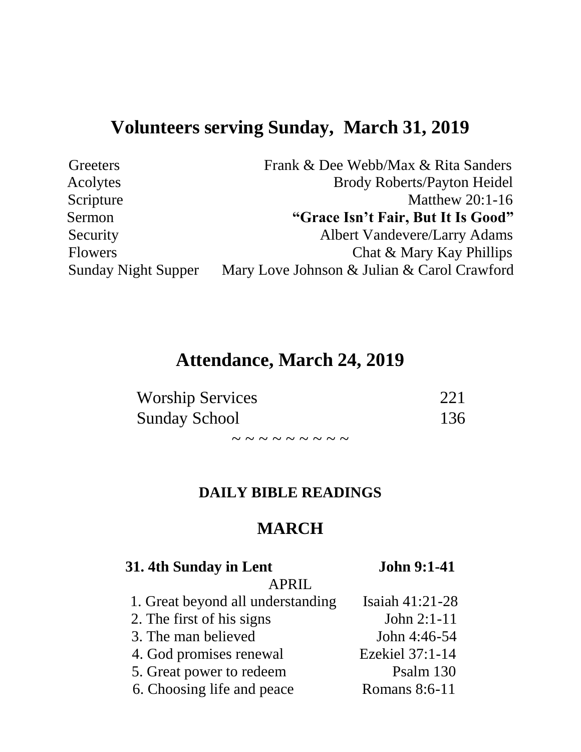## Volunteers serving Sunday, March 31, 2019

| | |
|---|---|
| Greeters | Frank & Dee Webb/Max & Rita Sanders |
| Acolytes | Brody Roberts/Payton Heidel |
| Scripture | Matthew 20:1-16 |
| Sermon | **"Grace Isn't Fair, But It Is Good"** |
| Security | Albert Vandevere/Larry Adams |
| Flowers | Chat & Mary Kay Phillips |
| Sunday Night Supper | Mary Love Johnson & Julian & Carol Crawford |

## Attendance, March 24, 2019

| | |
|---|---|
| Worship Services | 221 |
| Sunday School | 136 |

~ ~ ~ ~ ~ ~ ~ ~ ~ ~

### DAILY BIBLE READINGS

## MARCH

| | |
|---|---|
| **31. 4th Sunday in Lent** | **John 9:1-41** |
| APRIL | |
| 1. Great beyond all understanding | Isaiah 41:21-28 |
| 2. The first of his signs | John 2:1-11 |
| 3. The man believed | John 4:46-54 |
| 4. God promises renewal | Ezekiel 37:1-14 |
| 5. Great power to redeem | Psalm 130 |
| 6. Choosing life and peace | Romans 8:6-11 |